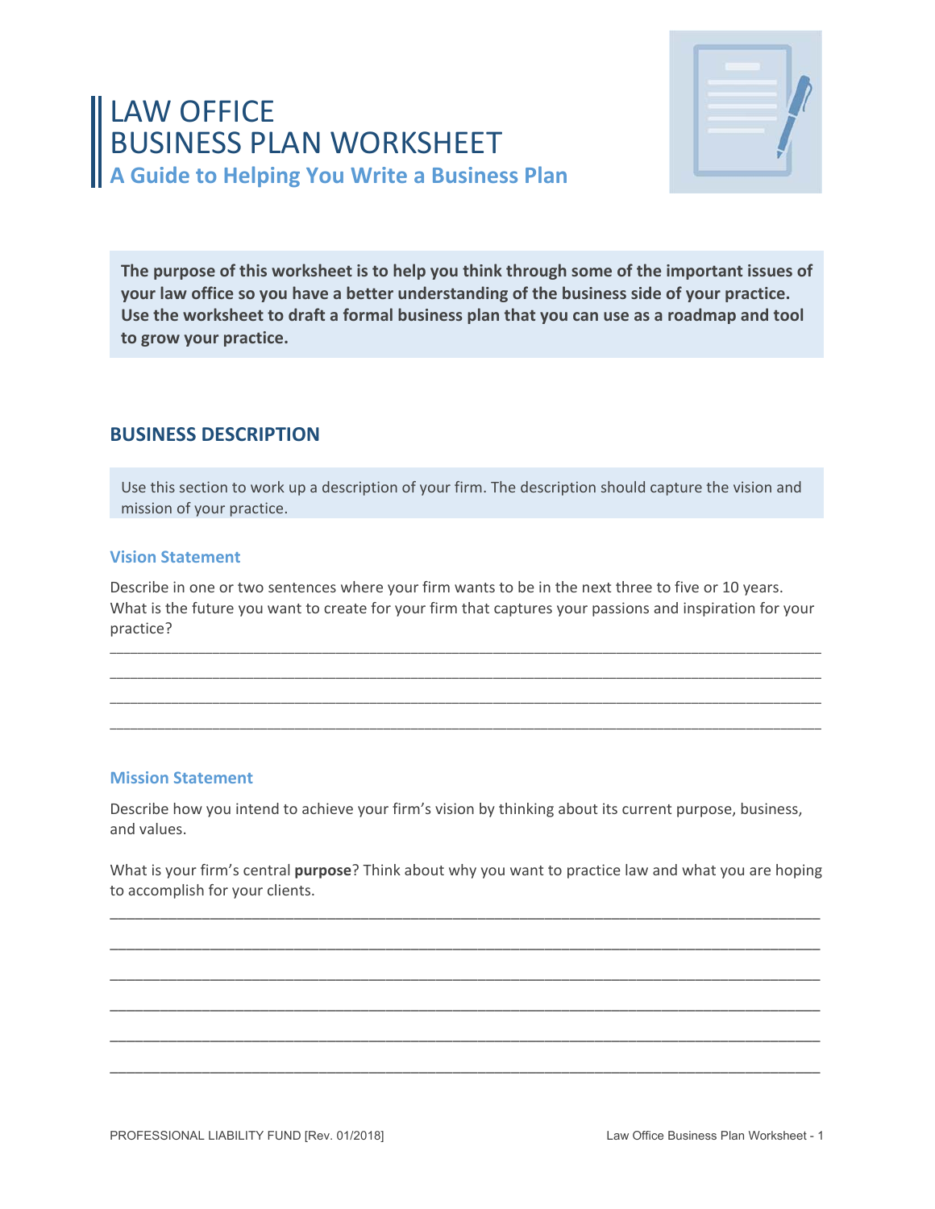# LAW OFFICE BUSINESS PLAN WORKSHEET

## A Guide to Helping You Write a Business Plan

**The purpose of this worksheet is to help you think through some of the important issues of your law office so you have a better understanding of the business side of your practice. Use the worksheet to draft a formal business plan that you can use as a roadmap and tool to grow your practice.**

## BUSINESS DESCRIPTION

Use this section to work up a description of your firm. The description should capture the vision and mission of your practice.

### Vision Statement

Describe in one or two sentences where your firm wants to be in the next three to five or 10 years. What is the future you want to create for your firm that captures your passions and inspiration for your practice?

______________________________________________________________________________

______________________________________________________________________________

______________________________________________________________________________

______________________________________________________________________________

### Mission Statement

Describe how you intend to achieve your firm's vision by thinking about its current purpose, business, and values.

What is your firm's central **purpose**? Think about why you want to practice law and what you are hoping to accomplish for your clients.

______________________________________________________________________________

______________________________________________________________________________

______________________________________________________________________________

______________________________________________________________________________

______________________________________________________________________________

______________________________________________________________________________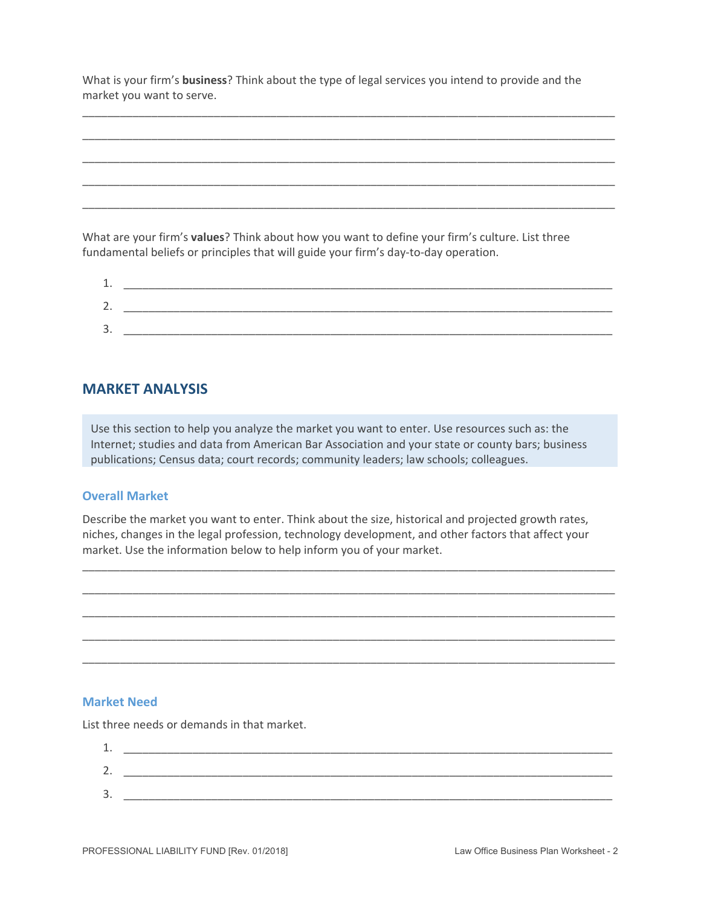What is your firm's **business**? Think about the type of legal services you intend to provide and the market you want to serve.

_______________________________________________________________________________

_______________________________________________________________________________

_______________________________________________________________________________

_______________________________________________________________________________

_______________________________________________________________________________

What are your firm's **values**? Think about how you want to define your firm's culture. List three fundamental beliefs or principles that will guide your firm's day-to-day operation.

1. ___________________________________________________________________________
2. ___________________________________________________________________________
3. ___________________________________________________________________________

## MARKET ANALYSIS

Use this section to help you analyze the market you want to enter. Use resources such as: the Internet; studies and data from American Bar Association and your state or county bars; business publications; Census data; court records; community leaders; law schools; colleagues.

### Overall Market

Describe the market you want to enter. Think about the size, historical and projected growth rates, niches, changes in the legal profession, technology development, and other factors that affect your market. Use the information below to help inform you of your market.

_______________________________________________________________________________

_______________________________________________________________________________

_______________________________________________________________________________

_______________________________________________________________________________

_______________________________________________________________________________

### Market Need

List three needs or demands in that market.

1. ___________________________________________________________________________
2. ___________________________________________________________________________
3. ___________________________________________________________________________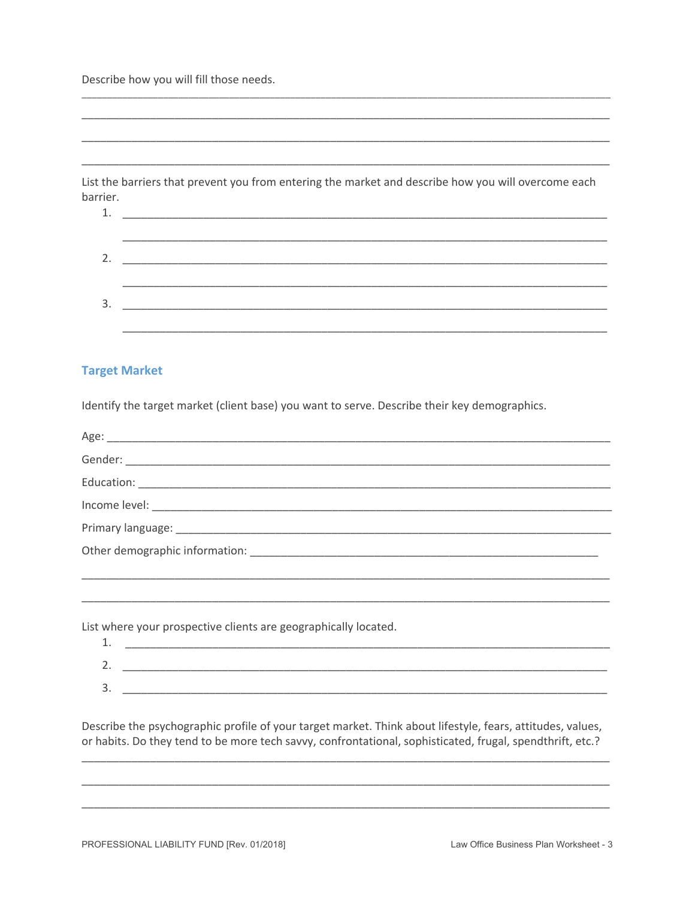Describe how you will fill those needs.

______________________________________________________________________________

______________________________________________________________________________

______________________________________________________________________________

______________________________________________________________________________

List the barriers that prevent you from entering the market and describe how you will overcome each barrier.

1. ________________________________________________________________________

   ________________________________________________________________________

2. ________________________________________________________________________

   ________________________________________________________________________

3. ________________________________________________________________________

   ________________________________________________________________________

## Target Market

Identify the target market (client base) you want to serve. Describe their key demographics.

Age: _________________________________________________________________________

Gender: ______________________________________________________________________

Education: ____________________________________________________________________

Income level: __________________________________________________________________

Primary language: ______________________________________________________________

Other demographic information: ___________________________________________________

______________________________________________________________________________

______________________________________________________________________________

List where your prospective clients are geographically located.

1. ________________________________________________________________________
2. ________________________________________________________________________
3. ________________________________________________________________________

Describe the psychographic profile of your target market. Think about lifestyle, fears, attitudes, values, or habits. Do they tend to be more tech savvy, confrontational, sophisticated, frugal, spendthrift, etc.?

______________________________________________________________________________

______________________________________________________________________________

______________________________________________________________________________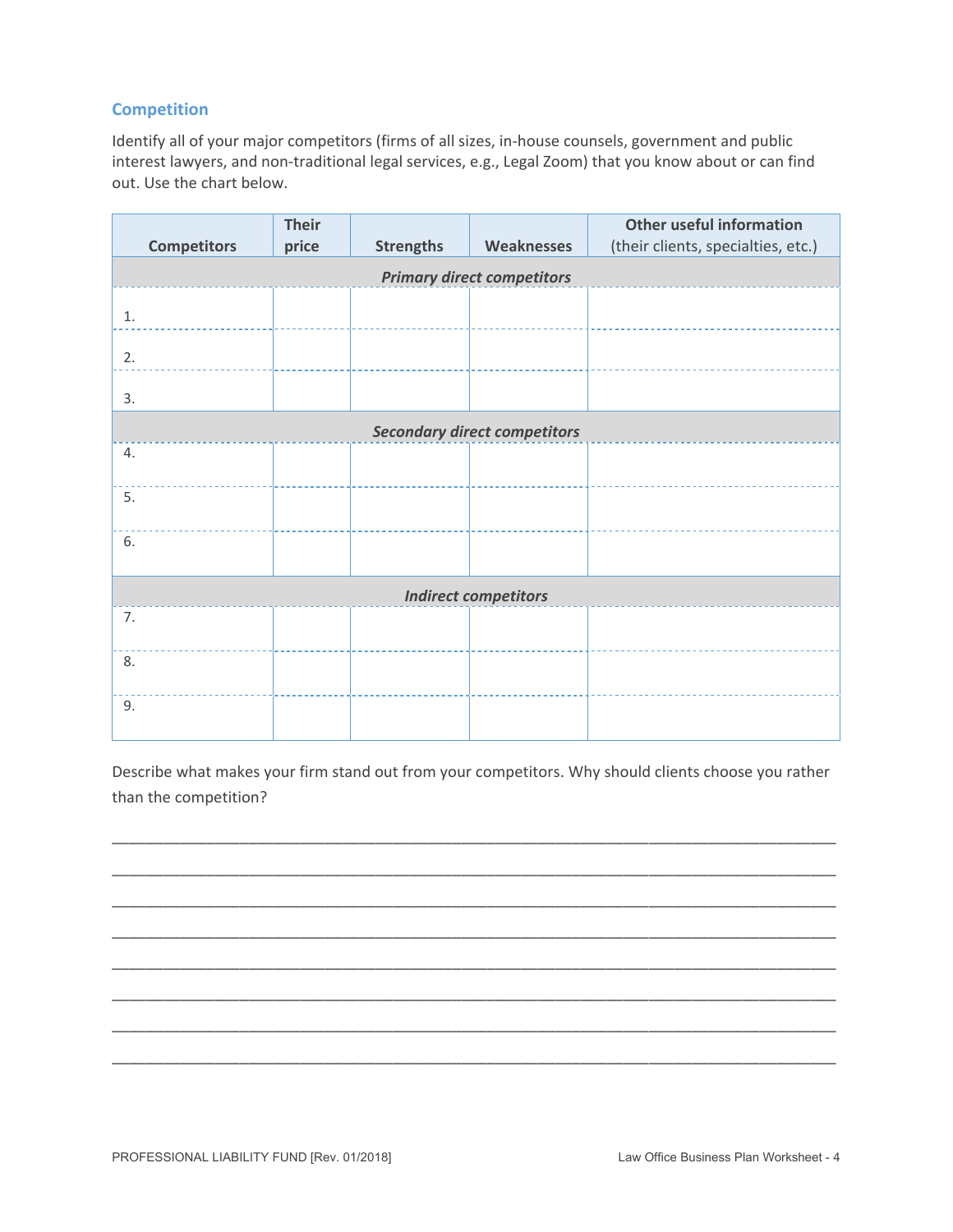## Competition

Identify all of your major competitors (firms of all sizes, in-house counsels, government and public interest lawyers, and non-traditional legal services, e.g., Legal Zoom) that you know about or can find out. Use the chart below.

| Competitors | Their price | Strengths | Weaknesses | Other useful information (their clients, specialties, etc.) |
|---|---|---|---|---|
| ***Primary direct competitors*** | | | | |
| 1. | | | | |
| 2. | | | | |
| 3. | | | | |
| ***Secondary direct competitors*** | | | | |
| 4. | | | | |
| 5. | | | | |
| 6. | | | | |
| ***Indirect competitors*** | | | | |
| 7. | | | | |
| 8. | | | | |
| 9. | | | | |

Describe what makes your firm stand out from your competitors. Why should clients choose you rather than the competition?

______________________________________________________________________________

______________________________________________________________________________

______________________________________________________________________________

______________________________________________________________________________

______________________________________________________________________________

______________________________________________________________________________

______________________________________________________________________________

______________________________________________________________________________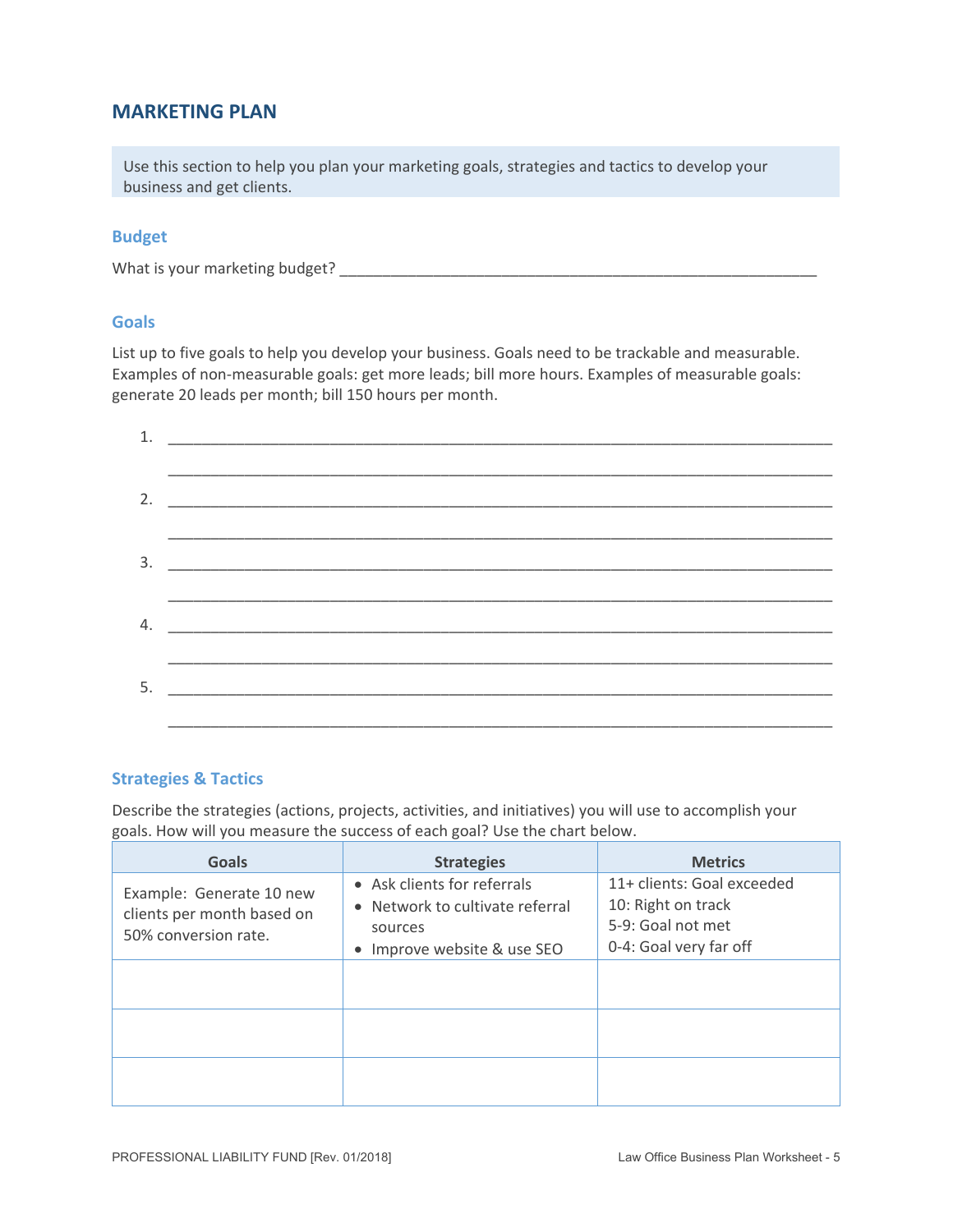## MARKETING PLAN

Use this section to help you plan your marketing goals, strategies and tactics to develop your business and get clients.

### Budget

What is your marketing budget? ____________________________________________________________

### Goals

List up to five goals to help you develop your business. Goals need to be trackable and measurable. Examples of non-measurable goals: get more leads; bill more hours. Examples of measurable goals: generate 20 leads per month; bill 150 hours per month.

1. ______________________________________________________________________________

   ______________________________________________________________________________

2. ______________________________________________________________________________

   ______________________________________________________________________________

3. ______________________________________________________________________________

   ______________________________________________________________________________

4. ______________________________________________________________________________

   ______________________________________________________________________________

5. ______________________________________________________________________________

   ______________________________________________________________________________

### Strategies & Tactics

Describe the strategies (actions, projects, activities, and initiatives) you will use to accomplish your goals. How will you measure the success of each goal? Use the chart below.

| Goals | Strategies | Metrics |
|---|---|---|
| Example: Generate 10 new clients per month based on 50% conversion rate. | • Ask clients for referrals<br>• Network to cultivate referral sources<br>• Improve website & use SEO | 11+ clients: Goal exceeded<br>10: Right on track<br>5-9: Goal not met<br>0-4: Goal very far off |
| | | |
| | | |
| | | |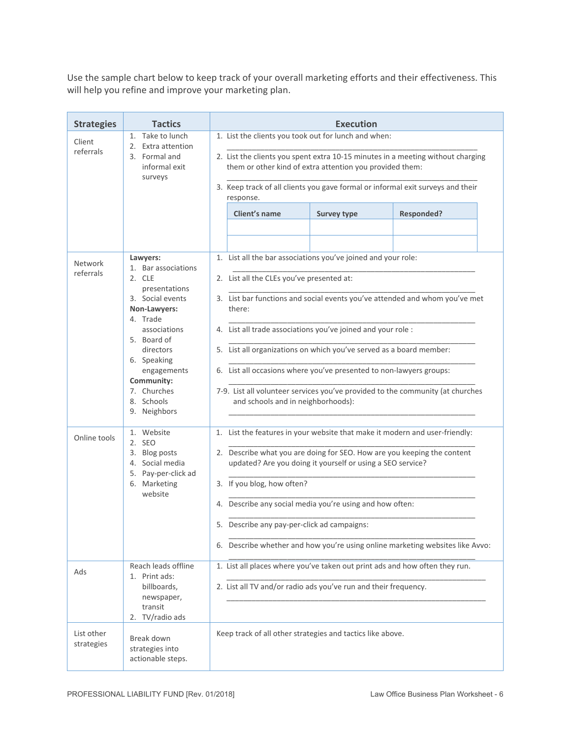Use the sample chart below to keep track of your overall marketing efforts and their effectiveness. This will help you refine and improve your marketing plan.

| Strategies | Tactics | Execution |
|---|---|---|
| Client referrals | 1. Take to lunch<br>2. Extra attention<br>3. Formal and informal exit surveys | 1. List the clients you took out for lunch and when:<br>\_\_\_\_\_\_\_\_\_\_\_\_\_\_\_\_\_\_\_\_\_\_\_\_\_\_\_\_\_\_\_\_\_\_\_\_<br>2. List the clients you spent extra 10-15 minutes in a meeting without charging them or other kind of extra attention you provided them:<br>\_\_\_\_\_\_\_\_\_\_\_\_\_\_\_\_\_\_\_\_\_\_\_\_\_\_\_\_\_\_\_\_\_\_\_\_<br>3. Keep track of all clients you gave formal or informal exit surveys and their response.<br>**Client's name** \| **Survey type** \| **Responded?** |
| Network referrals | **Lawyers:**<br>1. Bar associations<br>2. CLE presentations<br>3. Social events<br>**Non-Lawyers:**<br>4. Trade associations<br>5. Board of directors<br>6. Speaking engagements<br>**Community:**<br>7. Churches<br>8. Schools<br>9. Neighbors | 1. List all the bar associations you've joined and your role:<br>\_\_\_\_\_\_\_\_\_\_\_\_\_\_\_\_\_\_\_\_\_\_\_\_\_\_\_\_\_\_\_\_\_\_\_\_<br>2. List all the CLEs you've presented at:<br>\_\_\_\_\_\_\_\_\_\_\_\_\_\_\_\_\_\_\_\_\_\_\_\_\_\_\_\_\_\_\_\_\_\_\_\_<br>3. List bar functions and social events you've attended and whom you've met there:<br>\_\_\_\_\_\_\_\_\_\_\_\_\_\_\_\_\_\_\_\_\_\_\_\_\_\_\_\_\_\_\_\_\_\_\_\_<br>4. List all trade associations you've joined and your role :<br>\_\_\_\_\_\_\_\_\_\_\_\_\_\_\_\_\_\_\_\_\_\_\_\_\_\_\_\_\_\_\_\_\_\_\_\_<br>5. List all organizations on which you've served as a board member:<br>\_\_\_\_\_\_\_\_\_\_\_\_\_\_\_\_\_\_\_\_\_\_\_\_\_\_\_\_\_\_\_\_\_\_\_\_<br>6. List all occasions where you've presented to non-lawyers groups:<br>\_\_\_\_\_\_\_\_\_\_\_\_\_\_\_\_\_\_\_\_\_\_\_\_\_\_\_\_\_\_\_\_\_\_\_\_<br>7-9. List all volunteer services you've provided to the community (at churches and schools and in neighborhoods):<br>\_\_\_\_\_\_\_\_\_\_\_\_\_\_\_\_\_\_\_\_\_\_\_\_\_\_\_\_\_\_\_\_\_\_\_\_ |
| Online tools | 1. Website<br>2. SEO<br>3. Blog posts<br>4. Social media<br>5. Pay-per-click ad<br>6. Marketing website | 1. List the features in your website that make it modern and user-friendly:<br>\_\_\_\_\_\_\_\_\_\_\_\_\_\_\_\_\_\_\_\_\_\_\_\_\_\_\_\_\_\_\_\_\_\_\_\_<br>2. Describe what you are doing for SEO. How are you keeping the content updated? Are you doing it yourself or using a SEO service?<br>\_\_\_\_\_\_\_\_\_\_\_\_\_\_\_\_\_\_\_\_\_\_\_\_\_\_\_\_\_\_\_\_\_\_\_\_<br>3. If you blog, how often?<br>\_\_\_\_\_\_\_\_\_\_\_\_\_\_\_\_\_\_\_\_\_\_\_\_\_\_\_\_\_\_\_\_\_\_\_\_<br>4. Describe any social media you're using and how often:<br>\_\_\_\_\_\_\_\_\_\_\_\_\_\_\_\_\_\_\_\_\_\_\_\_\_\_\_\_\_\_\_\_\_\_\_\_<br>5. Describe any pay-per-click ad campaigns:<br>\_\_\_\_\_\_\_\_\_\_\_\_\_\_\_\_\_\_\_\_\_\_\_\_\_\_\_\_\_\_\_\_\_\_\_\_<br>6. Describe whether and how you're using online marketing websites like Avvo:<br>\_\_\_\_\_\_\_\_\_\_\_\_\_\_\_\_\_\_\_\_\_\_\_\_\_\_\_\_\_\_\_\_\_\_\_\_ |
| Ads | Reach leads offline<br>1. Print ads: billboards, newspaper, transit<br>2. TV/radio ads | 1. List all places where you've taken out print ads and how often they run.<br>\_\_\_\_\_\_\_\_\_\_\_\_\_\_\_\_\_\_\_\_\_\_\_\_\_\_\_\_\_\_\_\_\_\_\_\_<br>2. List all TV and/or radio ads you've run and their frequency.<br>\_\_\_\_\_\_\_\_\_\_\_\_\_\_\_\_\_\_\_\_\_\_\_\_\_\_\_\_\_\_\_\_\_\_\_\_ |
| List other strategies | Break down strategies into actionable steps. | Keep track of all other strategies and tactics like above. |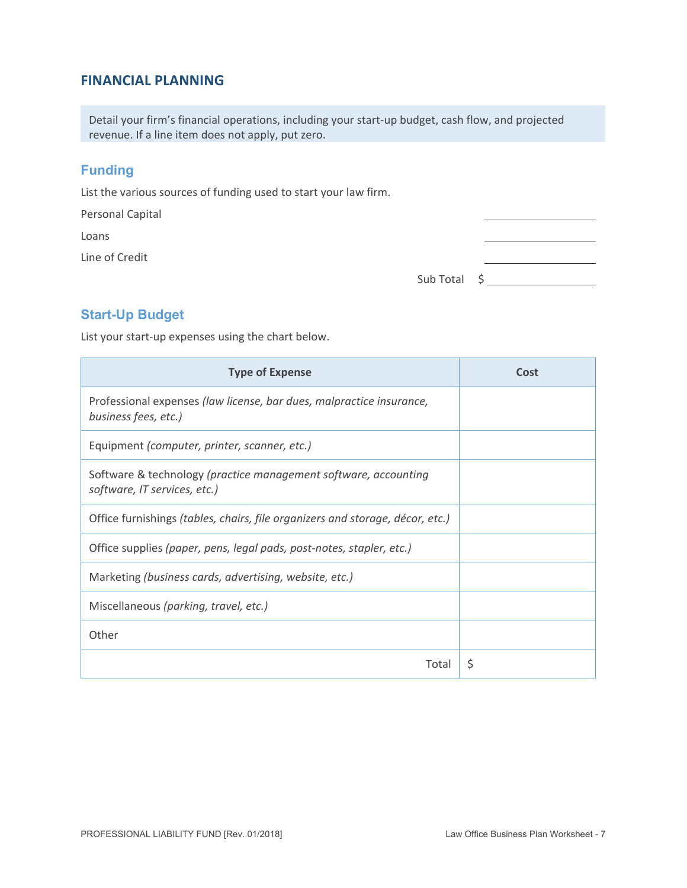## FINANCIAL PLANNING

Detail your firm's financial operations, including your start-up budget, cash flow, and projected revenue. If a line item does not apply, put zero.

### Funding

List the various sources of funding used to start your law firm.

Personal Capital ____________

Loans ____________

Line of Credit ____________

Sub Total $ ____________

### Start-Up Budget

List your start-up expenses using the chart below.

| Type of Expense | Cost |
|---|---|
| Professional expenses *(law license, bar dues, malpractice insurance, business fees, etc.)* | |
| Equipment *(computer, printer, scanner, etc.)* | |
| Software & technology *(practice management software, accounting software, IT services, etc.)* | |
| Office furnishings *(tables, chairs, file organizers and storage, décor, etc.)* | |
| Office supplies *(paper, pens, legal pads, post-notes, stapler, etc.)* | |
| Marketing *(business cards, advertising, website, etc.)* | |
| Miscellaneous *(parking, travel, etc.)* | |
| Other | |
| Total | $ |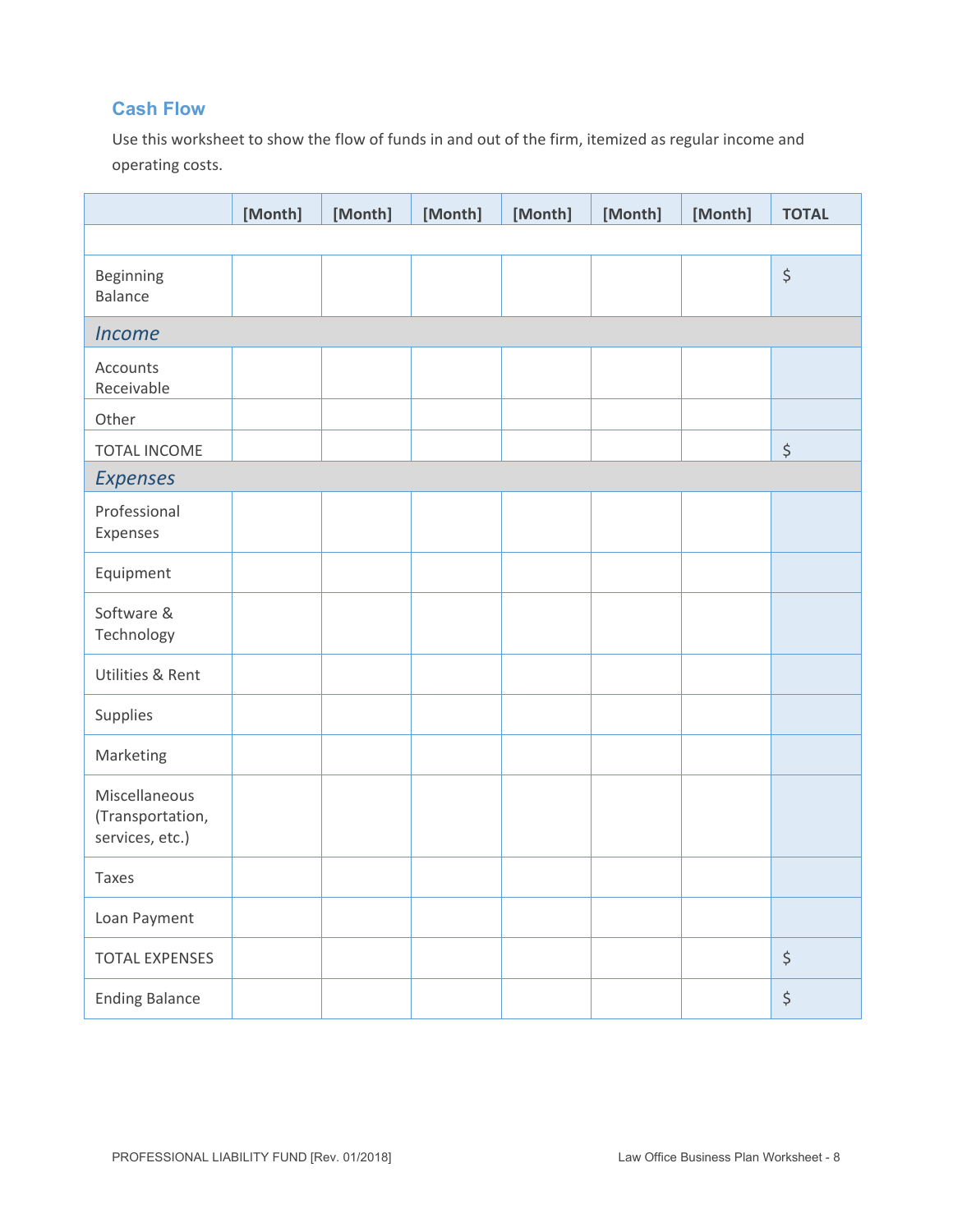## Cash Flow

Use this worksheet to show the flow of funds in and out of the firm, itemized as regular income and operating costs.

| | [Month] | [Month] | [Month] | [Month] | [Month] | [Month] | TOTAL |
|---|---|---|---|---|---|---|---|
| | | | | | | | |
| Beginning Balance | | | | | | | $ |
| *Income* | | | | | | | |
| Accounts Receivable | | | | | | | |
| Other | | | | | | | |
| TOTAL INCOME | | | | | | | $ |
| *Expenses* | | | | | | | |
| Professional Expenses | | | | | | | |
| Equipment | | | | | | | |
| Software & Technology | | | | | | | |
| Utilities & Rent | | | | | | | |
| Supplies | | | | | | | |
| Marketing | | | | | | | |
| Miscellaneous (Transportation, services, etc.) | | | | | | | |
| Taxes | | | | | | | |
| Loan Payment | | | | | | | |
| TOTAL EXPENSES | | | | | | | $ |
| Ending Balance | | | | | | | $ |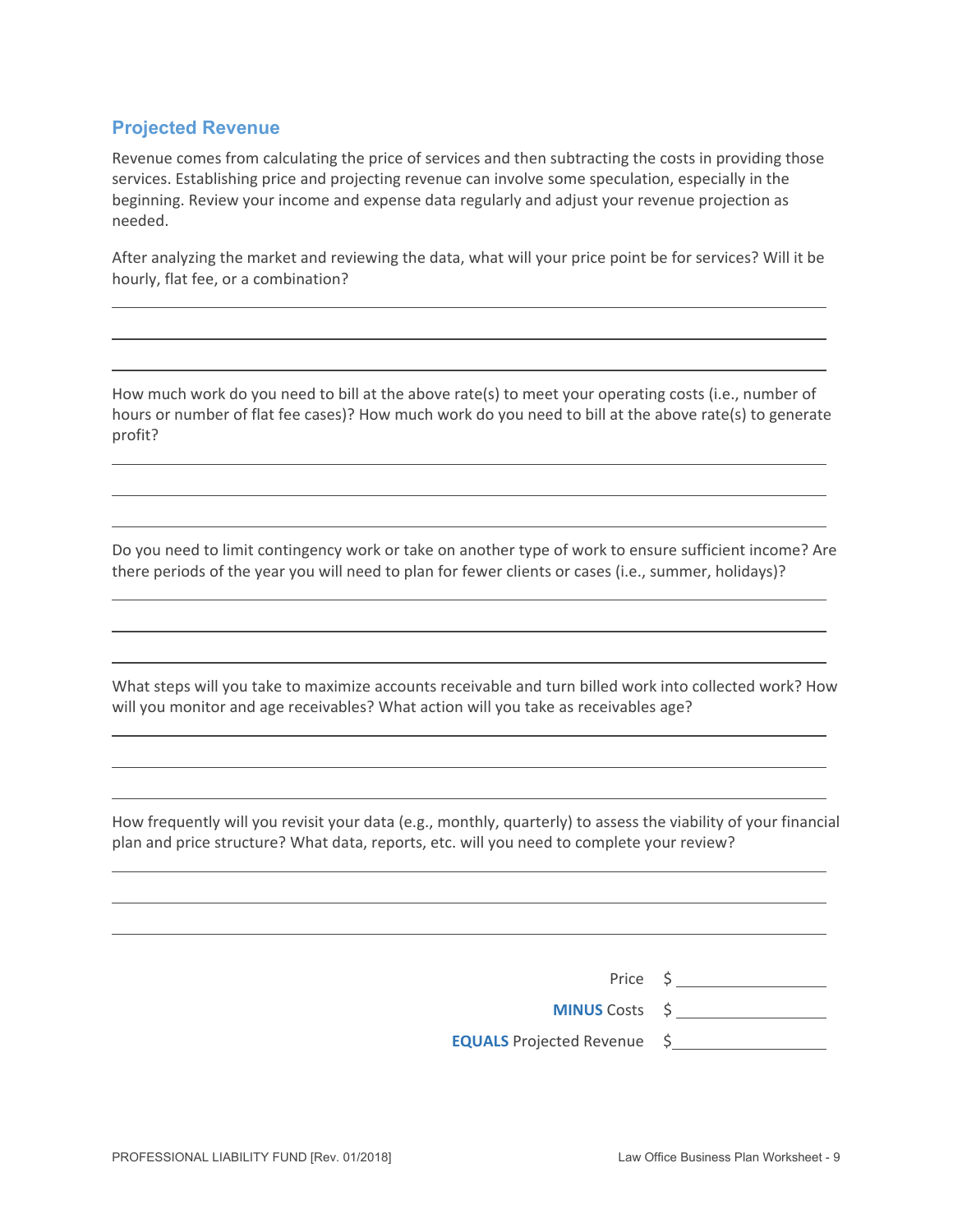## Projected Revenue

Revenue comes from calculating the price of services and then subtracting the costs in providing those services. Establishing price and projecting revenue can involve some speculation, especially in the beginning. Review your income and expense data regularly and adjust your revenue projection as needed.

After analyzing the market and reviewing the data, what will your price point be for services? Will it be hourly, flat fee, or a combination?

______________________________________________________________________

______________________________________________________________________

______________________________________________________________________

How much work do you need to bill at the above rate(s) to meet your operating costs (i.e., number of hours or number of flat fee cases)? How much work do you need to bill at the above rate(s) to generate profit?

______________________________________________________________________

______________________________________________________________________

______________________________________________________________________

Do you need to limit contingency work or take on another type of work to ensure sufficient income? Are there periods of the year you will need to plan for fewer clients or cases (i.e., summer, holidays)?

______________________________________________________________________

______________________________________________________________________

______________________________________________________________________

What steps will you take to maximize accounts receivable and turn billed work into collected work? How will you monitor and age receivables? What action will you take as receivables age?

______________________________________________________________________

______________________________________________________________________

______________________________________________________________________

How frequently will you revisit your data (e.g., monthly, quarterly) to assess the viability of your financial plan and price structure? What data, reports, etc. will you need to complete your review?

______________________________________________________________________

______________________________________________________________________

______________________________________________________________________

Price $ ____________

**MINUS** Costs $ ____________

**EQUALS** Projected Revenue $ ____________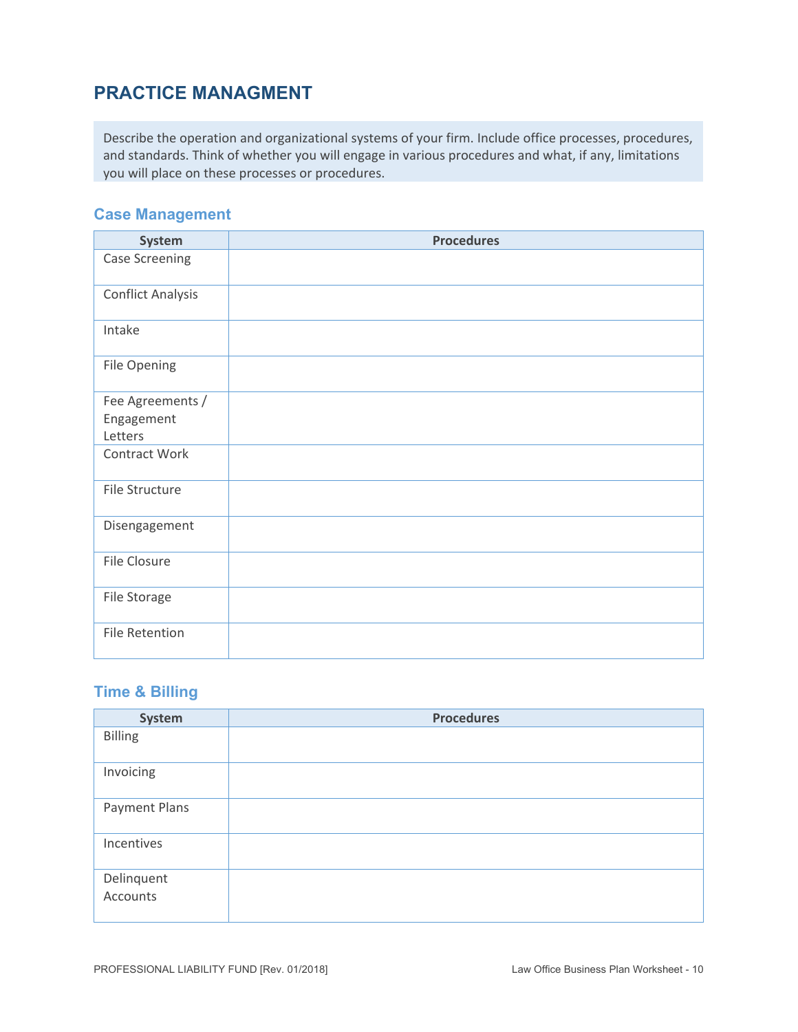## PRACTICE MANAGMENT

Describe the operation and organizational systems of your firm. Include office processes, procedures, and standards. Think of whether you will engage in various procedures and what, if any, limitations you will place on these processes or procedures.

### Case Management

| System | Procedures |
|---|---|
| Case Screening | |
| Conflict Analysis | |
| Intake | |
| File Opening | |
| Fee Agreements / Engagement Letters | |
| Contract Work | |
| File Structure | |
| Disengagement | |
| File Closure | |
| File Storage | |
| File Retention | |

### Time & Billing

| System | Procedures |
|---|---|
| Billing | |
| Invoicing | |
| Payment Plans | |
| Incentives | |
| Delinquent Accounts | |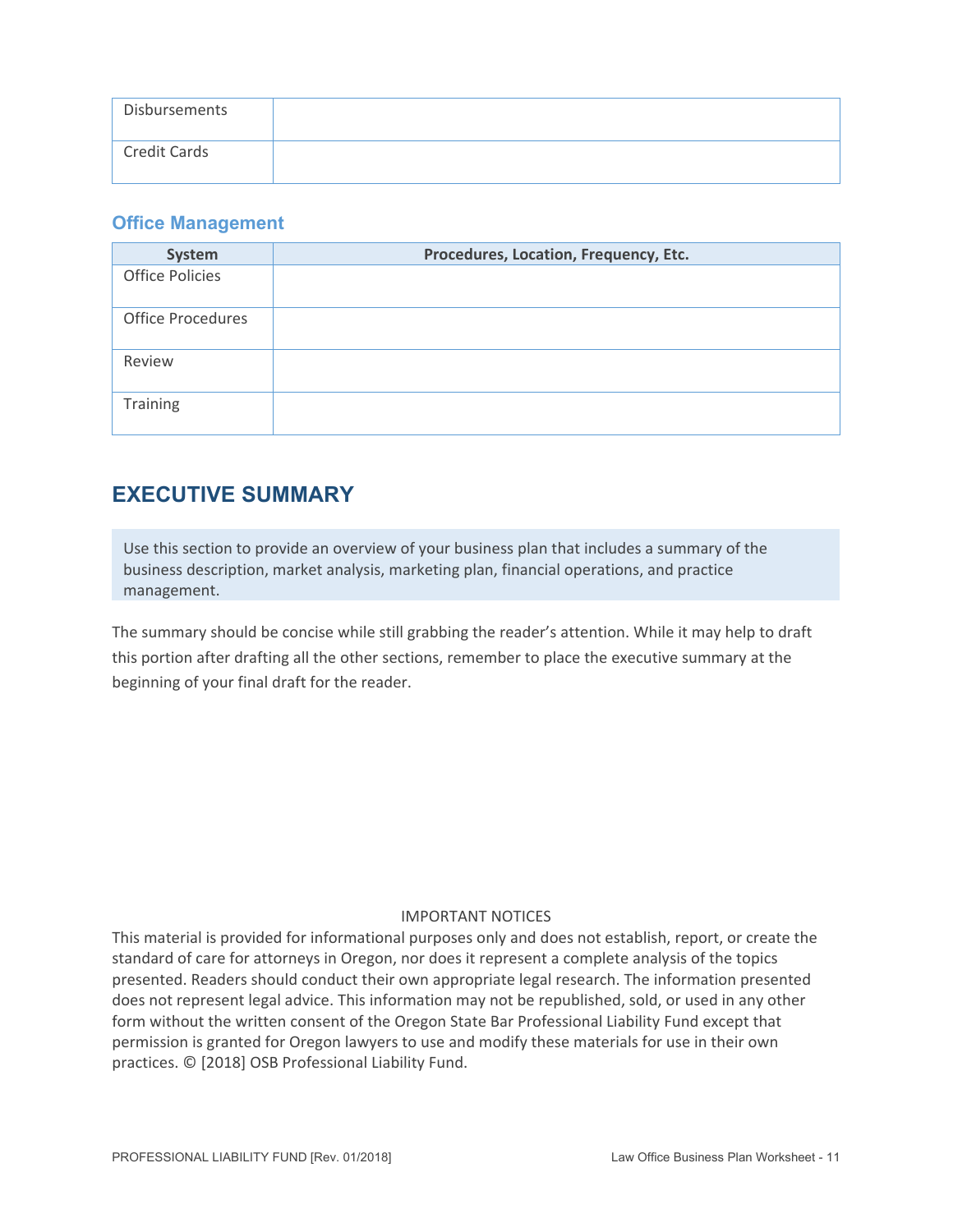| | |
|---|---|
| Disbursements | |
| Credit Cards | |

### Office Management

| System | Procedures, Location, Frequency, Etc. |
|---|---|
| Office Policies | |
| Office Procedures | |
| Review | |
| Training | |

## EXECUTIVE SUMMARY

Use this section to provide an overview of your business plan that includes a summary of the business description, market analysis, marketing plan, financial operations, and practice management.

The summary should be concise while still grabbing the reader's attention. While it may help to draft this portion after drafting all the other sections, remember to place the executive summary at the beginning of your final draft for the reader.

IMPORTANT NOTICES

This material is provided for informational purposes only and does not establish, report, or create the standard of care for attorneys in Oregon, nor does it represent a complete analysis of the topics presented. Readers should conduct their own appropriate legal research. The information presented does not represent legal advice. This information may not be republished, sold, or used in any other form without the written consent of the Oregon State Bar Professional Liability Fund except that permission is granted for Oregon lawyers to use and modify these materials for use in their own practices. © [2018] OSB Professional Liability Fund.